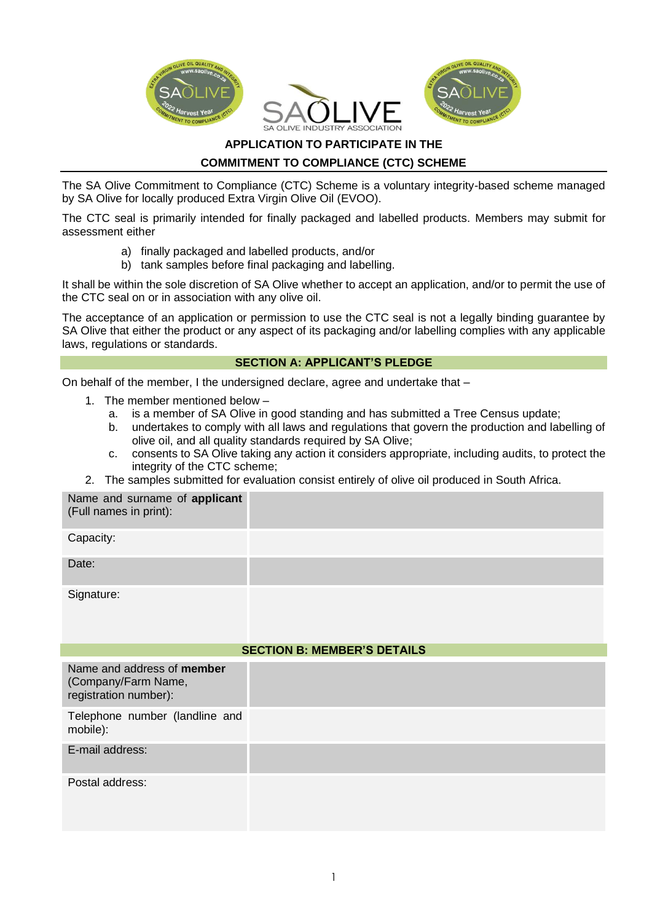SA OLIVE INDUSTRY ASSOCIATION

## APPLICATION TO PARTICIPATE IN THE COMMITMENT TO COMPLIANCE (CTC) SCHEME

The SA Olive Commitment to Compliance (CTC) Scheme is a voluntary integrity-based scheme managed by SA Olive for locally produced Extra Virgin Olive Oil (EVOO).

The CTC seal is primarily intended for finally packaged and labelled products. Members may submit for assessment either

a) finally packaged and labelled products, and/or
b) tank samples before final packaging and labelling.

It shall be within the sole discretion of SA Olive whether to accept an application, and/or to permit the use of the CTC seal on or in association with any olive oil.

The acceptance of an application or permission to use the CTC seal is not a legally binding guarantee by SA Olive that either the product or any aspect of its packaging and/or labelling complies with any applicable laws, regulations or standards.

### SECTION A: APPLICANT'S PLEDGE

On behalf of the member, I the undersigned declare, agree and undertake that –

1. The member mentioned below –
   a. is a member of SA Olive in good standing and has submitted a Tree Census update;
   b. undertakes to comply with all laws and regulations that govern the production and labelling of olive oil, and all quality standards required by SA Olive;
   c. consents to SA Olive taking any action it considers appropriate, including audits, to protect the integrity of the CTC scheme;
2. The samples submitted for evaluation consist entirely of olive oil produced in South Africa.

| | |
|---|---|
| Name and surname of **applicant** (Full names in print): | |
| Capacity: | |
| Date: | |
| Signature: | |

### SECTION B: MEMBER'S DETAILS

| | |
|---|---|
| Name and address of **member** (Company/Farm Name, registration number): | |
| Telephone number (landline and mobile): | |
| E-mail address: | |
| Postal address: | |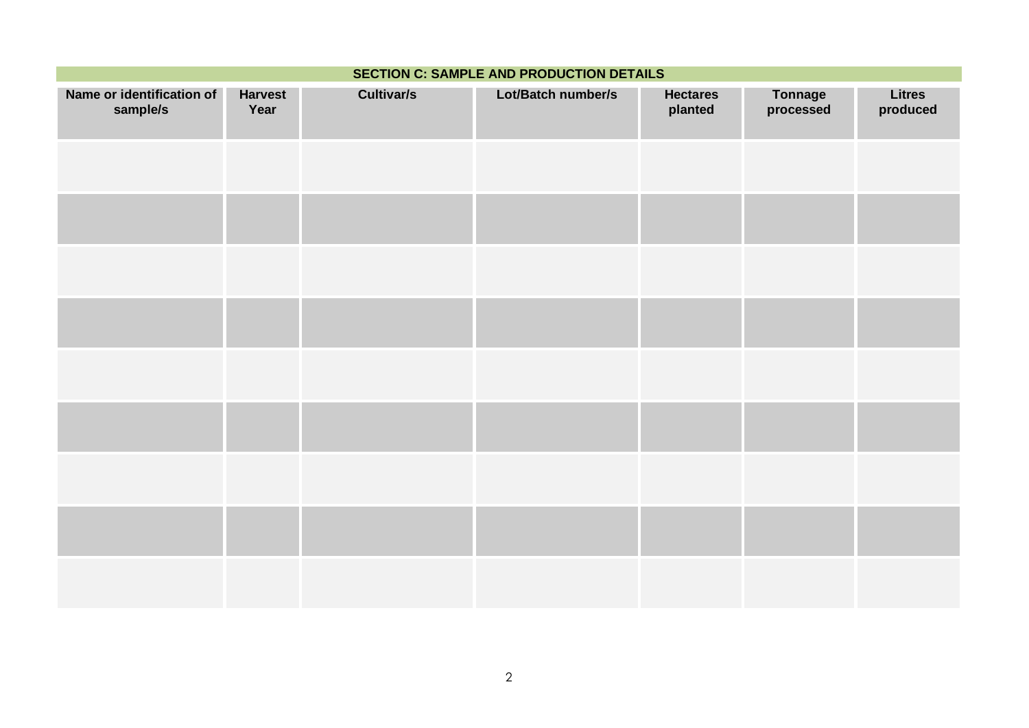## SECTION C: SAMPLE AND PRODUCTION DETAILS

| Name or identification of sample/s | Harvest Year | Cultivar/s | Lot/Batch number/s | Hectares planted | Tonnage processed | Litres produced |
|---|---|---|---|---|---|---|
| | | | | | | |
| | | | | | | |
| | | | | | | |
| | | | | | | |
| | | | | | | |
| | | | | | | |
| | | | | | | |
| | | | | | | |
| | | | | | | |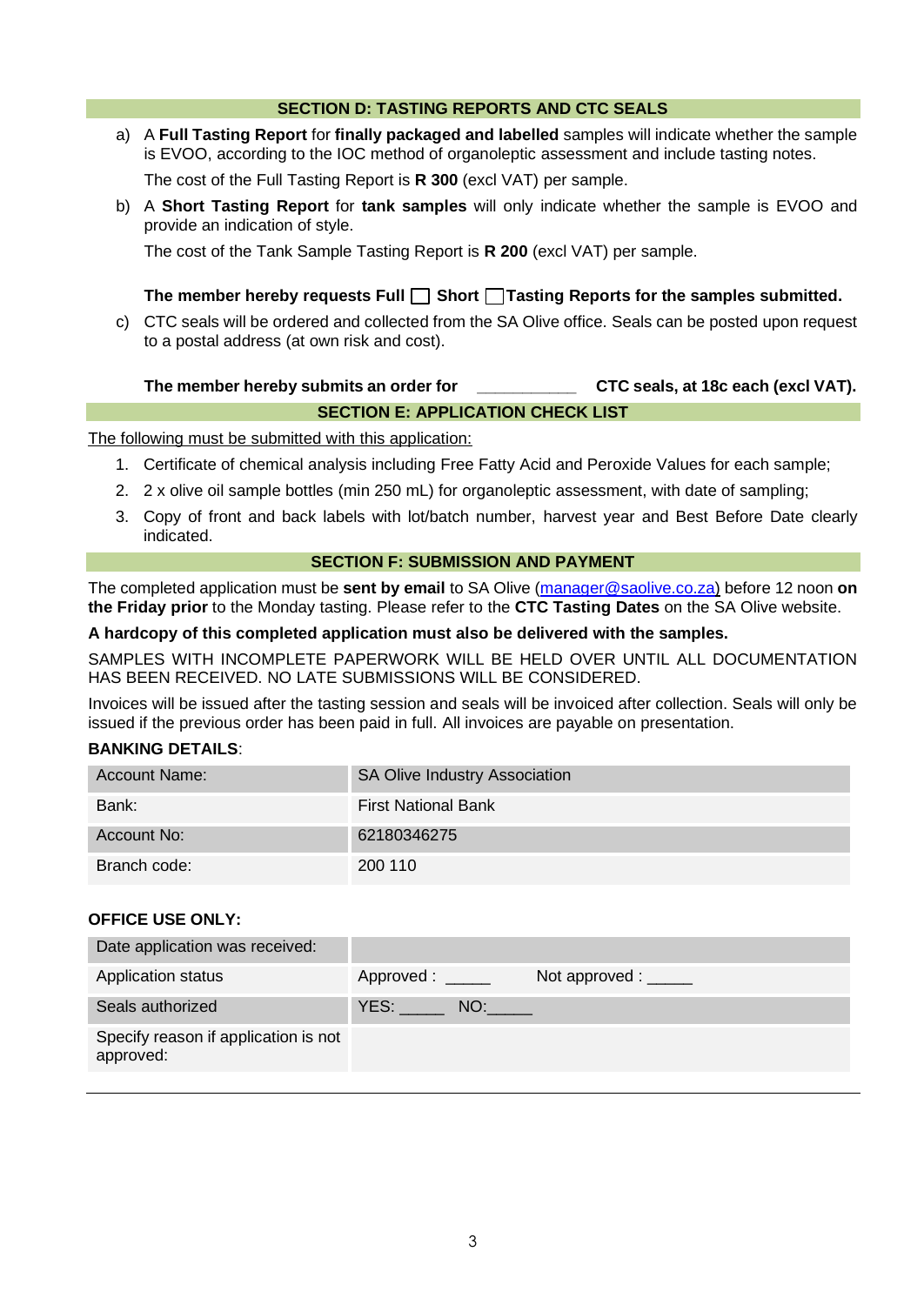## SECTION D: TASTING REPORTS AND CTC SEALS

a) A **Full Tasting Report** for **finally packaged and labelled** samples will indicate whether the sample is EVOO, according to the IOC method of organoleptic assessment and include tasting notes.

   The cost of the Full Tasting Report is **R 300** (excl VAT) per sample.

b) A **Short Tasting Report** for **tank samples** will only indicate whether the sample is EVOO and provide an indication of style.

   The cost of the Tank Sample Tasting Report is **R 200** (excl VAT) per sample.

   **The member hereby requests Full ☐ Short ☐ Tasting Reports for the samples submitted.**

c) CTC seals will be ordered and collected from the SA Olive office. Seals can be posted upon request to a postal address (at own risk and cost).

   **The member hereby submits an order for ___________ CTC seals, at 18c each (excl VAT).**

## SECTION E: APPLICATION CHECK LIST

The following must be submitted with this application:

1. Certificate of chemical analysis including Free Fatty Acid and Peroxide Values for each sample;
2. 2 x olive oil sample bottles (min 250 mL) for organoleptic assessment, with date of sampling;
3. Copy of front and back labels with lot/batch number, harvest year and Best Before Date clearly indicated.

## SECTION F: SUBMISSION AND PAYMENT

The completed application must be **sent by email** to SA Olive (manager@saolive.co.za) before 12 noon **on the Friday prior** to the Monday tasting. Please refer to the **CTC Tasting Dates** on the SA Olive website.

**A hardcopy of this completed application must also be delivered with the samples.**

SAMPLES WITH INCOMPLETE PAPERWORK WILL BE HELD OVER UNTIL ALL DOCUMENTATION HAS BEEN RECEIVED. NO LATE SUBMISSIONS WILL BE CONSIDERED.

Invoices will be issued after the tasting session and seals will be invoiced after collection. Seals will only be issued if the previous order has been paid in full. All invoices are payable on presentation.

**BANKING DETAILS**:

| | |
|---|---|
| Account Name: | SA Olive Industry Association |
| Bank: | First National Bank |
| Account No: | 62180346275 |
| Branch code: | 200 110 |

**OFFICE USE ONLY:**

| | |
|---|---|
| Date application was received: | |
| Application status | Approved : _____ Not approved : _____ |
| Seals authorized | YES: _____ NO:_____ |
| Specify reason if application is not approved: | |